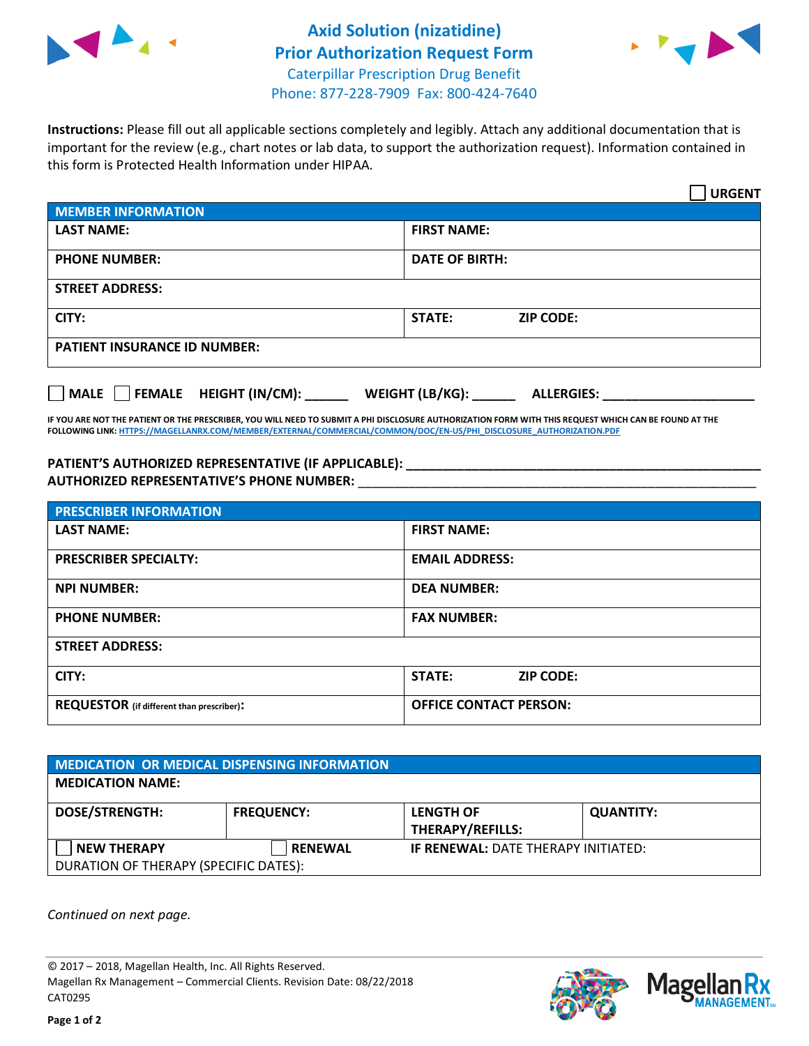# Axid Solution (nizatidine)
## Prior Authorization Request Form

Caterpillar Prescription Drug Benefit
Phone: 877-228-7909 Fax: 800-424-7640

**Instructions:** Please fill out all applicable sections completely and legibly. Attach any additional documentation that is important for the review (e.g., chart notes or lab data, to support the authorization request). Information contained in this form is Protected Health Information under HIPAA.

☐ **URGENT**

| MEMBER INFORMATION | |
|---|---|
| **LAST NAME:** | **FIRST NAME:** |
| **PHONE NUMBER:** | **DATE OF BIRTH:** |
| **STREET ADDRESS:** | |
| **CITY:** | **STATE:** **ZIP CODE:** |
| **PATIENT INSURANCE ID NUMBER:** | |

☐ **MALE** ☐ **FEMALE** **HEIGHT (IN/CM):** ______ **WEIGHT (LB/KG):** ______ **ALLERGIES:** ____________________

**IF YOU ARE NOT THE PATIENT OR THE PRESCRIBER, YOU WILL NEED TO SUBMIT A PHI DISCLOSURE AUTHORIZATION FORM WITH THIS REQUEST WHICH CAN BE FOUND AT THE FOLLOWING LINK:** HTTPS://MAGELLANRX.COM/MEMBER/EXTERNAL/COMMERCIAL/COMMON/DOC/EN-US/PHI_DISCLOSURE_AUTHORIZATION.PDF

**PATIENT'S AUTHORIZED REPRESENTATIVE (IF APPLICABLE):** ____________________________________________
**AUTHORIZED REPRESENTATIVE'S PHONE NUMBER:** ____________________________________________

| PRESCRIBER INFORMATION | |
|---|---|
| **LAST NAME:** | **FIRST NAME:** |
| **PRESCRIBER SPECIALTY:** | **EMAIL ADDRESS:** |
| **NPI NUMBER:** | **DEA NUMBER:** |
| **PHONE NUMBER:** | **FAX NUMBER:** |
| **STREET ADDRESS:** | |
| **CITY:** | **STATE:** **ZIP CODE:** |
| **REQUESTOR** (if different than prescriber)**:** | **OFFICE CONTACT PERSON:** |

| MEDICATION OR MEDICAL DISPENSING INFORMATION | | | |
|---|---|---|---|
| **MEDICATION NAME:** | | | |
| **DOSE/STRENGTH:** | **FREQUENCY:** | **LENGTH OF THERAPY/REFILLS:** | **QUANTITY:** |
| ☐ **NEW THERAPY** | ☐ **RENEWAL** | **IF RENEWAL:** DATE THERAPY INITIATED: | |
| DURATION OF THERAPY (SPECIFIC DATES): | | | |

*Continued on next page.*

© 2017 – 2018, Magellan Health, Inc. All Rights Reserved.
Magellan Rx Management – Commercial Clients. Revision Date: 08/22/2018
CAT0295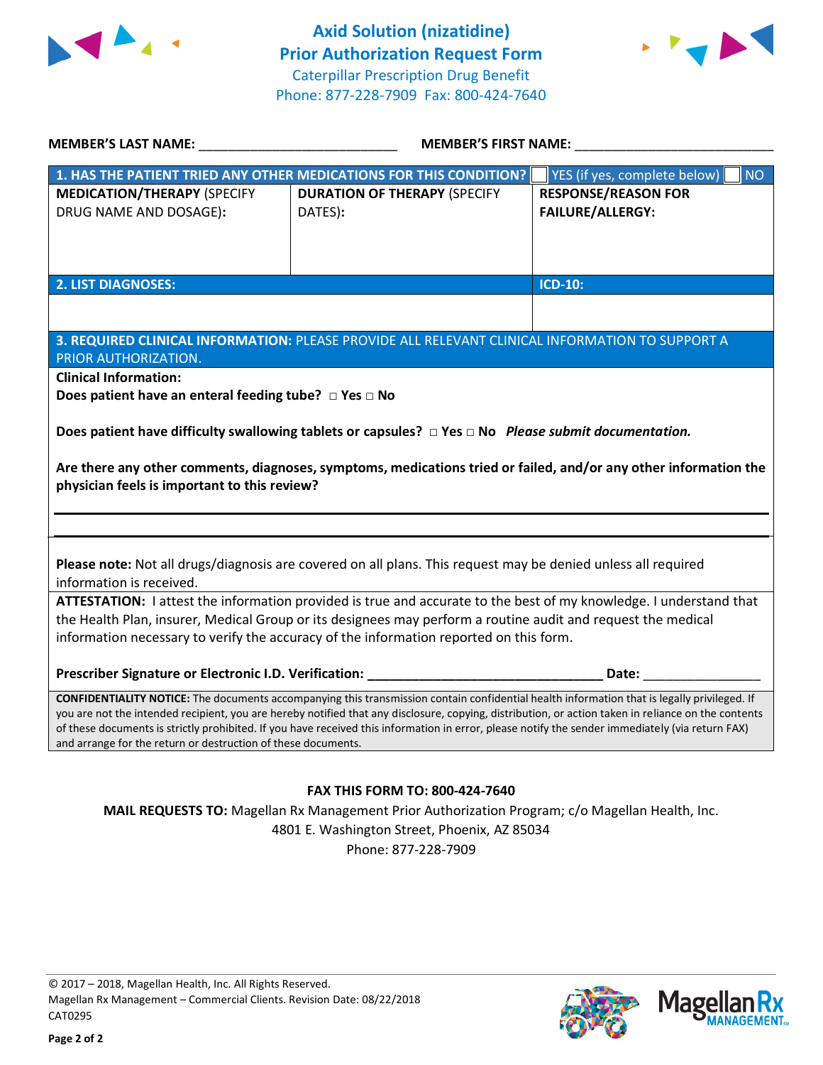# Axid Solution (nizatidine)
## Prior Authorization Request Form
Caterpillar Prescription Drug Benefit
Phone: 877-228-7909 Fax: 800-424-7640

**MEMBER'S LAST NAME:** ___________________________ **MEMBER'S FIRST NAME:** ___________________________

**1. HAS THE PATIENT TRIED ANY OTHER MEDICATIONS FOR THIS CONDITION?** ☐ YES (if yes, complete below) ☐ NO

| **MEDICATION/THERAPY** (SPECIFY DRUG NAME AND DOSAGE): | **DURATION OF THERAPY** (SPECIFY DATES): | **RESPONSE/REASON FOR FAILURE/ALLERGY:** |
|---|---|---|
| | | |

| **2. LIST DIAGNOSES:** | **ICD-10:** |
|---|---|
| | |

**3. REQUIRED CLINICAL INFORMATION:** PLEASE PROVIDE ALL RELEVANT CLINICAL INFORMATION TO SUPPORT A PRIOR AUTHORIZATION.

**Clinical Information:**

**Does patient have an enteral feeding tube?** □ Yes □ No

**Does patient have difficulty swallowing tablets or capsules?** □ Yes □ No ***Please submit documentation.***

**Are there any other comments, diagnoses, symptoms, medications tried or failed, and/or any other information the physician feels is important to this review?**

_______________________________________________________________________________

_______________________________________________________________________________

**Please note:** Not all drugs/diagnosis are covered on all plans. This request may be denied unless all required information is received.

**ATTESTATION:** I attest the information provided is true and accurate to the best of my knowledge. I understand that the Health Plan, insurer, Medical Group or its designees may perform a routine audit and request the medical information necessary to verify the accuracy of the information reported on this form.

**Prescriber Signature or Electronic I.D. Verification:** ________________________________ **Date:** ________________

**CONFIDENTIALITY NOTICE:** The documents accompanying this transmission contain confidential health information that is legally privileged. If you are not the intended recipient, you are hereby notified that any disclosure, copying, distribution, or action taken in reliance on the contents of these documents is strictly prohibited. If you have received this information in error, please notify the sender immediately (via return FAX) and arrange for the return or destruction of these documents.

**FAX THIS FORM TO: 800-424-7640**

**MAIL REQUESTS TO:** Magellan Rx Management Prior Authorization Program; c/o Magellan Health, Inc.
4801 E. Washington Street, Phoenix, AZ 85034
Phone: 877-228-7909

© 2017 – 2018, Magellan Health, Inc. All Rights Reserved.
Magellan Rx Management – Commercial Clients. Revision Date: 08/22/2018
CAT0295